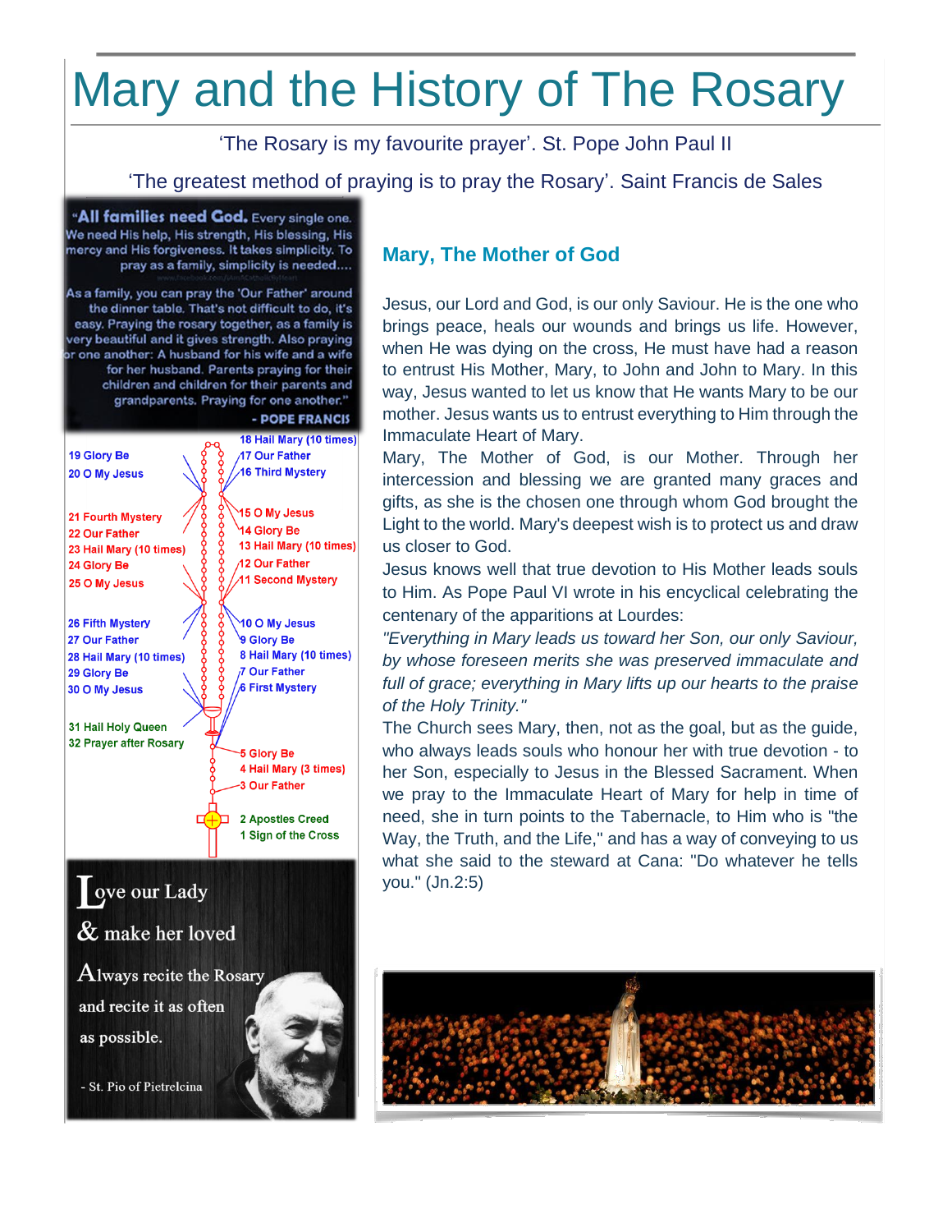# Mary and the History of The Rosary

'The Rosary is my favourite prayer'. St. Pope John Paul II

'The greatest method of praying is to pray the Rosary'. Saint Francis de Sales

"**All families need God.** Every single one. We need His help, His strength, His blessing, His mercy and His forgiveness. It takes simplicity. To pray as a family, simplicity is needed....

As a family, you can pray the 'Our Father' around the dinner table. That's not difficult to do, it's easy. Praying the rosary together, as a family is very beautiful and it gives strength. Also praying for one another: A husband for his wife and a wife for her husband. Parents praying for their children and children for their parents and grandparents. Praying for one another."

**- POPE FRANCIS**

1 Sign of the Cross
2 Apostles Creed
3 Our Father
4 Hail Mary (3 times)
5 Glory Be
6 First Mystery
7 Our Father
8 Hail Mary (10 times)
9 Glory Be
10 O My Jesus
11 Second Mystery
12 Our Father
13 Hail Mary (10 times)
14 Glory Be
15 O My Jesus
16 Third Mystery
17 Our Father
18 Hail Mary (10 times)
19 Glory Be
20 O My Jesus
21 Fourth Mystery
22 Our Father
23 Hail Mary (10 times)
24 Glory Be
25 O My Jesus
26 Fifth Mystery
27 Our Father
28 Hail Mary (10 times)
29 Glory Be
30 O My Jesus
31 Hail Holy Queen
32 Prayer after Rosary

Love our Lady
& make her loved
Always recite the Rosary
and recite it as often
as possible.

- St. Pio of Pietrelcina

## Mary, The Mother of God

Jesus, our Lord and God, is our only Saviour. He is the one who brings peace, heals our wounds and brings us life. However, when He was dying on the cross, He must have had a reason to entrust His Mother, Mary, to John and John to Mary. In this way, Jesus wanted to let us know that He wants Mary to be our mother. Jesus wants us to entrust everything to Him through the Immaculate Heart of Mary.

Mary, The Mother of God, is our Mother. Through her intercession and blessing we are granted many graces and gifts, as she is the chosen one through whom God brought the Light to the world. Mary's deepest wish is to protect us and draw us closer to God.

Jesus knows well that true devotion to His Mother leads souls to Him. As Pope Paul VI wrote in his encyclical celebrating the centenary of the apparitions at Lourdes:

*"Everything in Mary leads us toward her Son, our only Saviour, by whose foreseen merits she was preserved immaculate and full of grace; everything in Mary lifts up our hearts to the praise of the Holy Trinity."*

The Church sees Mary, then, not as the goal, but as the guide, who always leads souls who honour her with true devotion - to her Son, especially to Jesus in the Blessed Sacrament. When we pray to the Immaculate Heart of Mary for help in time of need, she in turn points to the Tabernacle, to Him who is "the Way, the Truth, and the Life," and has a way of conveying to us what she said to the steward at Cana: "Do whatever he tells you." (Jn.2:5)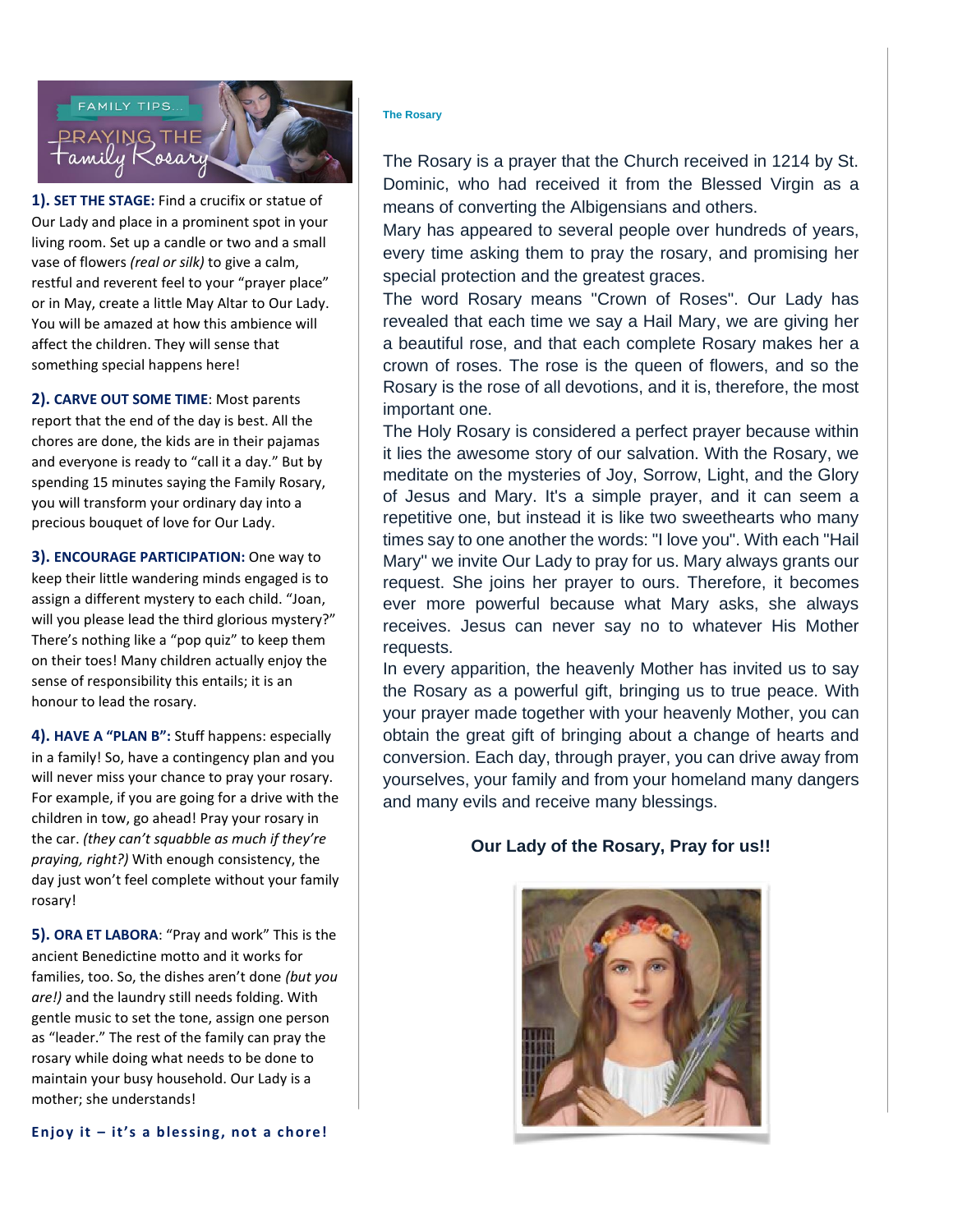FAMILY TIPS...

PRAYING THE Family Rosary

**1). SET THE STAGE:** Find a crucifix or statue of Our Lady and place in a prominent spot in your living room. Set up a candle or two and a small vase of flowers *(real or silk)* to give a calm, restful and reverent feel to your "prayer place" or in May, create a little May Altar to Our Lady. You will be amazed at how this ambience will affect the children. They will sense that something special happens here!

**2). CARVE OUT SOME TIME**: Most parents report that the end of the day is best. All the chores are done, the kids are in their pajamas and everyone is ready to "call it a day." But by spending 15 minutes saying the Family Rosary, you will transform your ordinary day into a precious bouquet of love for Our Lady.

**3). ENCOURAGE PARTICIPATION:** One way to keep their little wandering minds engaged is to assign a different mystery to each child. "Joan, will you please lead the third glorious mystery?" There's nothing like a "pop quiz" to keep them on their toes! Many children actually enjoy the sense of responsibility this entails; it is an honour to lead the rosary.

**4). HAVE A "PLAN B":** Stuff happens: especially in a family! So, have a contingency plan and you will never miss your chance to pray your rosary. For example, if you are going for a drive with the children in tow, go ahead! Pray your rosary in the car. *(they can't squabble as much if they're praying, right?)* With enough consistency, the day just won't feel complete without your family rosary!

**5). ORA ET LABORA**: "Pray and work" This is the ancient Benedictine motto and it works for families, too. So, the dishes aren't done *(but you are!)* and the laundry still needs folding. With gentle music to set the tone, assign one person as "leader." The rest of the family can pray the rosary while doing what needs to be done to maintain your busy household. Our Lady is a mother; she understands!

**Enjoy it – it's a blessing, not a chore!**

### The Rosary

The Rosary is a prayer that the Church received in 1214 by St. Dominic, who had received it from the Blessed Virgin as a means of converting the Albigensians and others.

Mary has appeared to several people over hundreds of years, every time asking them to pray the rosary, and promising her special protection and the greatest graces.

The word Rosary means "Crown of Roses". Our Lady has revealed that each time we say a Hail Mary, we are giving her a beautiful rose, and that each complete Rosary makes her a crown of roses. The rose is the queen of flowers, and so the Rosary is the rose of all devotions, and it is, therefore, the most important one.

The Holy Rosary is considered a perfect prayer because within it lies the awesome story of our salvation. With the Rosary, we meditate on the mysteries of Joy, Sorrow, Light, and the Glory of Jesus and Mary. It's a simple prayer, and it can seem a repetitive one, but instead it is like two sweethearts who many times say to one another the words: "I love you". With each "Hail Mary" we invite Our Lady to pray for us. Mary always grants our request. She joins her prayer to ours. Therefore, it becomes ever more powerful because what Mary asks, she always receives. Jesus can never say no to whatever His Mother requests.

In every apparition, the heavenly Mother has invited us to say the Rosary as a powerful gift, bringing us to true peace. With your prayer made together with your heavenly Mother, you can obtain the great gift of bringing about a change of hearts and conversion. Each day, through prayer, you can drive away from yourselves, your family and from your homeland many dangers and many evils and receive many blessings.

**Our Lady of the Rosary, Pray for us!!**